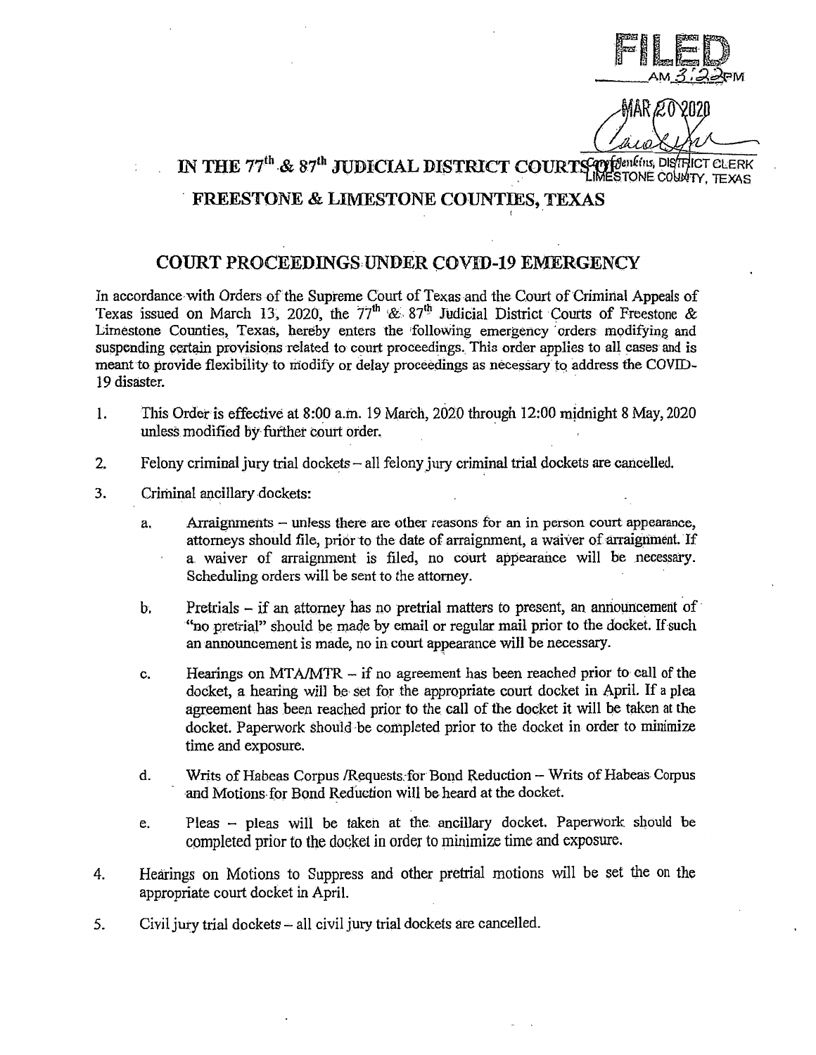FILED
AM 3:22 PM

MAR 20 2020

Carol Jenkins, DISTRICT CLERK
LIMESTONE COUNTY, TEXAS

# IN THE 77th & 87th JUDICIAL DISTRICT COURTS OF FREESTONE & LIMESTONE COUNTIES, TEXAS

## COURT PROCEEDINGS UNDER COVID-19 EMERGENCY

In accordance with Orders of the Supreme Court of Texas and the Court of Criminal Appeals of Texas issued on March 13, 2020, the 77th & 87th Judicial District Courts of Freestone & Limestone Counties, Texas, hereby enters the following emergency orders modifying and suspending certain provisions related to court proceedings. This order applies to all cases and is meant to provide flexibility to modify or delay proceedings as necessary to address the COVID-19 disaster.

1. This Order is effective at 8:00 a.m. 19 March, 2020 through 12:00 midnight 8 May, 2020 unless modified by further court order.

2. Felony criminal jury trial dockets – all felony jury criminal trial dockets are cancelled.

3. Criminal ancillary dockets:

   a. Arraignments – unless there are other reasons for an in person court appearance, attorneys should file, prior to the date of arraignment, a waiver of arraignment. If a waiver of arraignment is filed, no court appearance will be necessary. Scheduling orders will be sent to the attorney.

   b. Pretrials – if an attorney has no pretrial matters to present, an announcement of "no pretrial" should be made by email or regular mail prior to the docket. If such an announcement is made, no in court appearance will be necessary.

   c. Hearings on MTA/MTR – if no agreement has been reached prior to call of the docket, a hearing will be set for the appropriate court docket in April. If a plea agreement has been reached prior to the call of the docket it will be taken at the docket. Paperwork should be completed prior to the docket in order to minimize time and exposure.

   d. Writs of Habeas Corpus /Requests for Bond Reduction – Writs of Habeas Corpus and Motions for Bond Reduction will be heard at the docket.

   e. Pleas – pleas will be taken at the ancillary docket. Paperwork should be completed prior to the docket in order to minimize time and exposure.

4. Hearings on Motions to Suppress and other pretrial motions will be set the on the appropriate court docket in April.

5. Civil jury trial dockets – all civil jury trial dockets are cancelled.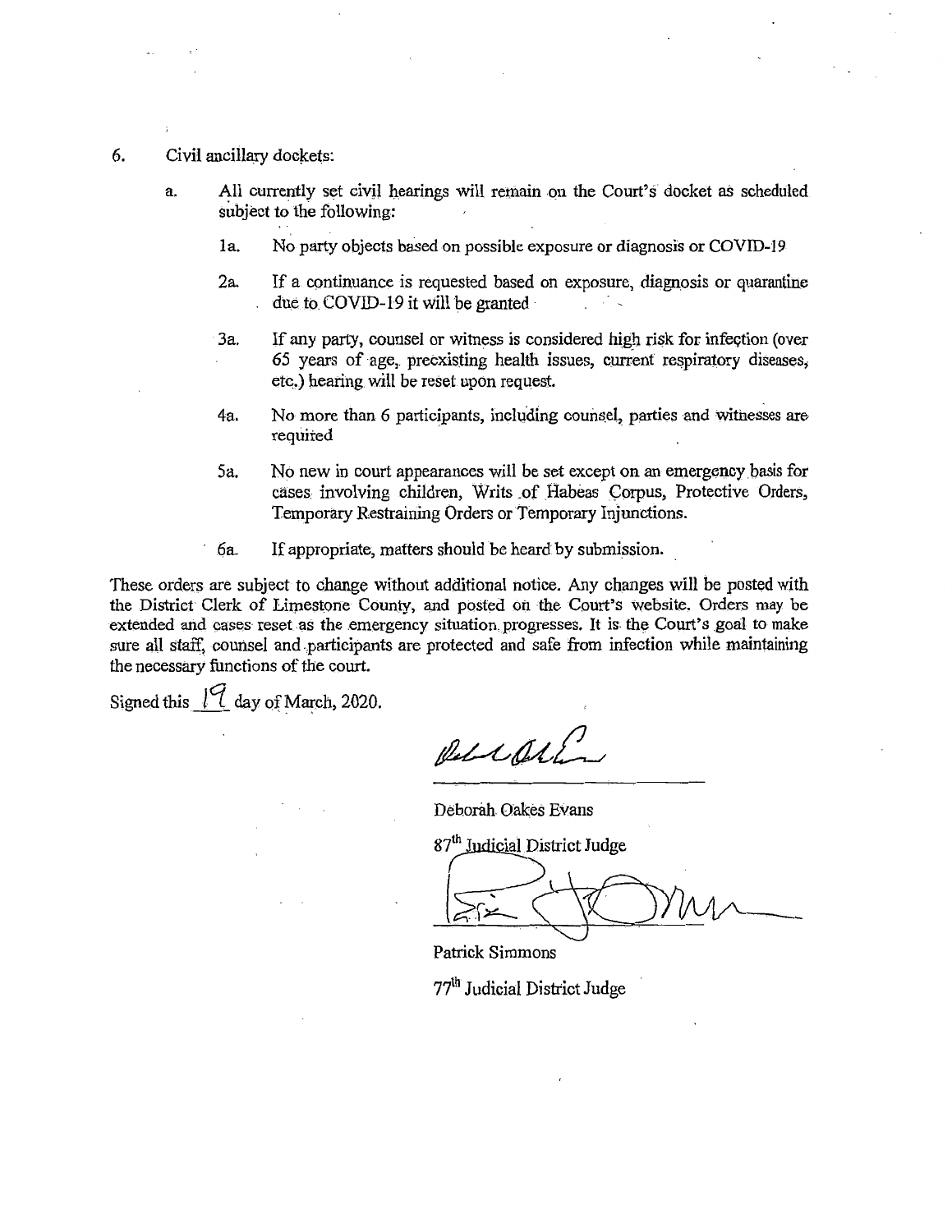6. Civil ancillary dockets:

   a. All currently set civil hearings will remain on the Court's docket as scheduled subject to the following:

      1a. No party objects based on possible exposure or diagnosis or COVID-19

      2a. If a continuance is requested based on exposure, diagnosis or quarantine due to COVID-19 it will be granted

      3a. If any party, counsel or witness is considered high risk for infection (over 65 years of age, preexisting health issues, current respiratory diseases, etc.) hearing will be reset upon request.

      4a. No more than 6 participants, including counsel, parties and witnesses are required

      5a. No new in court appearances will be set except on an emergency basis for cases involving children, Writs of Habeas Corpus, Protective Orders, Temporary Restraining Orders or Temporary Injunctions.

      6a. If appropriate, matters should be heard by submission.

These orders are subject to change without additional notice. Any changes will be posted with the District Clerk of Limestone County, and posted on the Court's website. Orders may be extended and cases reset as the emergency situation progresses. It is the Court's goal to make sure all staff, counsel and participants are protected and safe from infection while maintaining the necessary functions of the court.

Signed this 19 day of March, 2020.

Deborah Oakes Evans

87th Judicial District Judge

Patrick Simmons

77th Judicial District Judge